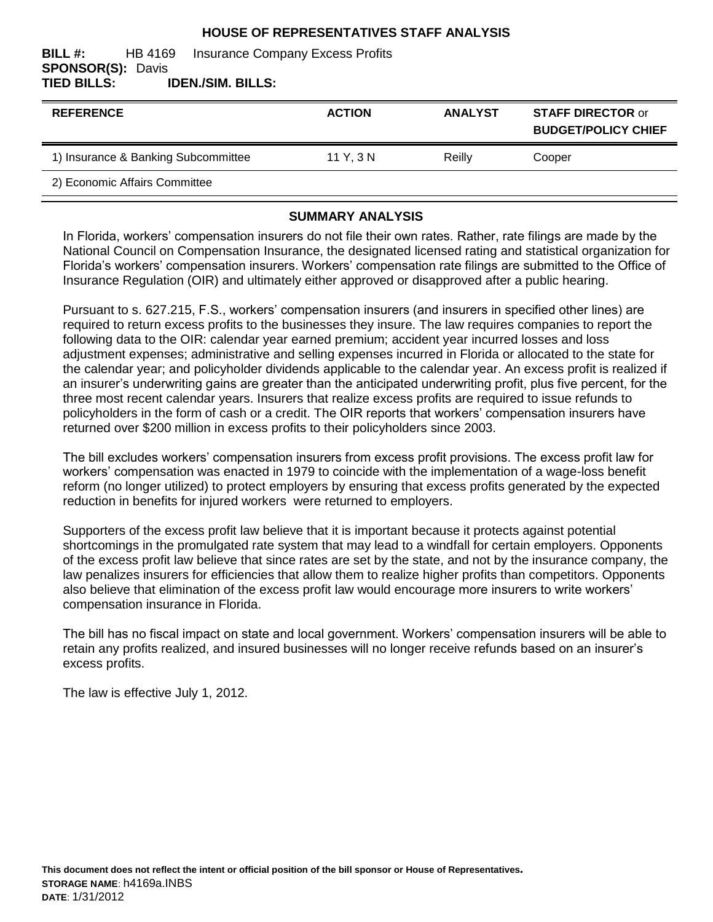# HOUSE OF REPRESENTATIVES STAFF ANALYSIS

**BILL #:** HB 4169 Insurance Company Excess Profits
**SPONSOR(S):** Davis
**TIED BILLS:** **IDEN./SIM. BILLS:**

| REFERENCE | ACTION | ANALYST | STAFF DIRECTOR or BUDGET/POLICY CHIEF |
|---|---|---|---|
| 1) Insurance & Banking Subcommittee | 11 Y, 3 N | Reilly | Cooper |
| 2) Economic Affairs Committee | | | |

## SUMMARY ANALYSIS

In Florida, workers' compensation insurers do not file their own rates. Rather, rate filings are made by the National Council on Compensation Insurance, the designated licensed rating and statistical organization for Florida's workers' compensation insurers. Workers' compensation rate filings are submitted to the Office of Insurance Regulation (OIR) and ultimately either approved or disapproved after a public hearing.

Pursuant to s. 627.215, F.S., workers' compensation insurers (and insurers in specified other lines) are required to return excess profits to the businesses they insure. The law requires companies to report the following data to the OIR: calendar year earned premium; accident year incurred losses and loss adjustment expenses; administrative and selling expenses incurred in Florida or allocated to the state for the calendar year; and policyholder dividends applicable to the calendar year. An excess profit is realized if an insurer's underwriting gains are greater than the anticipated underwriting profit, plus five percent, for the three most recent calendar years. Insurers that realize excess profits are required to issue refunds to policyholders in the form of cash or a credit. The OIR reports that workers' compensation insurers have returned over $200 million in excess profits to their policyholders since 2003.

The bill excludes workers' compensation insurers from excess profit provisions. The excess profit law for workers' compensation was enacted in 1979 to coincide with the implementation of a wage-loss benefit reform (no longer utilized) to protect employers by ensuring that excess profits generated by the expected reduction in benefits for injured workers were returned to employers.

Supporters of the excess profit law believe that it is important because it protects against potential shortcomings in the promulgated rate system that may lead to a windfall for certain employers. Opponents of the excess profit law believe that since rates are set by the state, and not by the insurance company, the law penalizes insurers for efficiencies that allow them to realize higher profits than competitors. Opponents also believe that elimination of the excess profit law would encourage more insurers to write workers' compensation insurance in Florida.

The bill has no fiscal impact on state and local government. Workers' compensation insurers will be able to retain any profits realized, and insured businesses will no longer receive refunds based on an insurer's excess profits.

The law is effective July 1, 2012.

**This document does not reflect the intent or official position of the bill sponsor or House of Representatives.**
**STORAGE NAME**: h4169a.INBS
**DATE**: 1/31/2012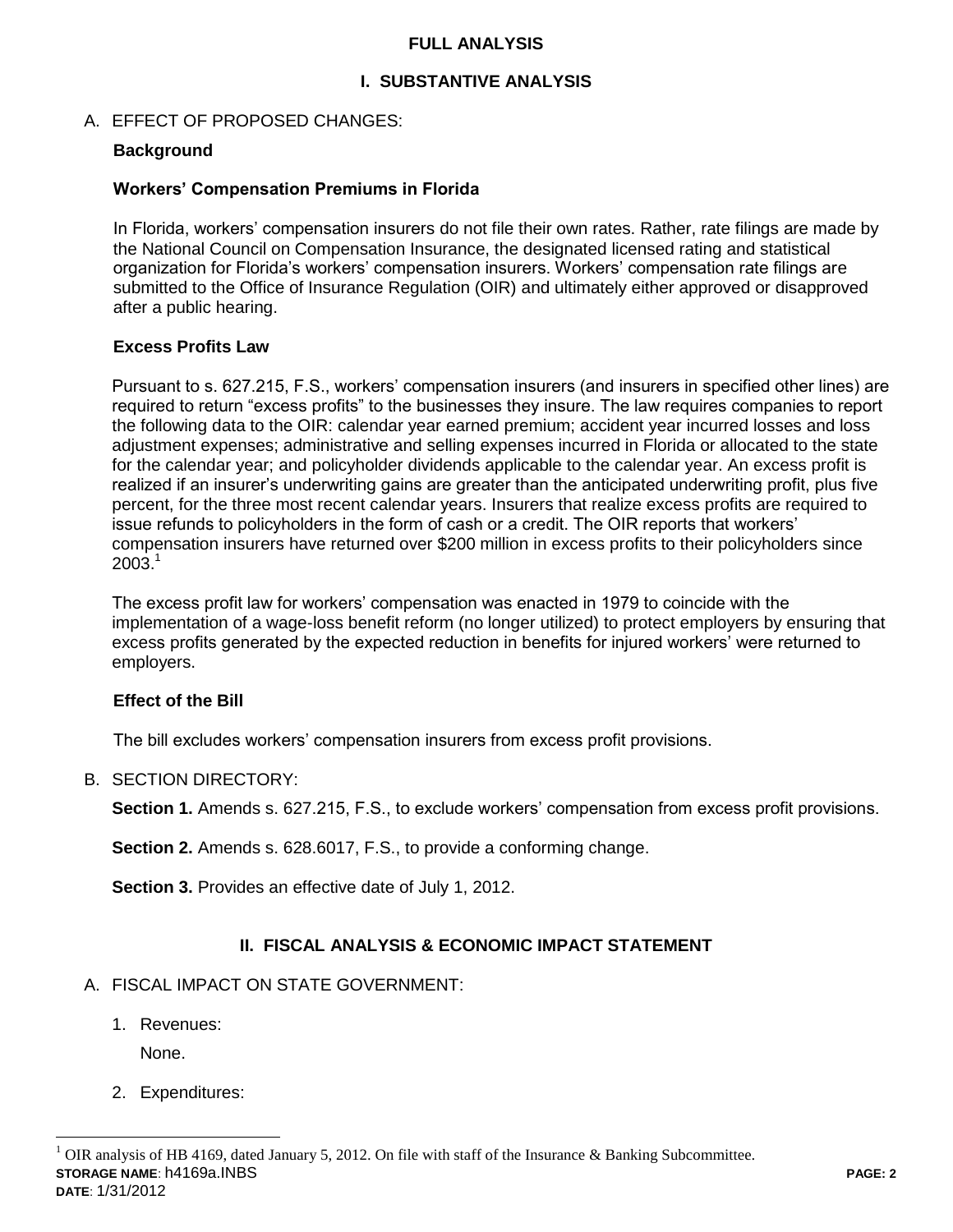## FULL ANALYSIS

## I. SUBSTANTIVE ANALYSIS

A. EFFECT OF PROPOSED CHANGES:

**Background**

**Workers' Compensation Premiums in Florida**

In Florida, workers' compensation insurers do not file their own rates. Rather, rate filings are made by the National Council on Compensation Insurance, the designated licensed rating and statistical organization for Florida's workers' compensation insurers. Workers' compensation rate filings are submitted to the Office of Insurance Regulation (OIR) and ultimately either approved or disapproved after a public hearing.

**Excess Profits Law**

Pursuant to s. 627.215, F.S., workers' compensation insurers (and insurers in specified other lines) are required to return "excess profits" to the businesses they insure. The law requires companies to report the following data to the OIR: calendar year earned premium; accident year incurred losses and loss adjustment expenses; administrative and selling expenses incurred in Florida or allocated to the state for the calendar year; and policyholder dividends applicable to the calendar year. An excess profit is realized if an insurer's underwriting gains are greater than the anticipated underwriting profit, plus five percent, for the three most recent calendar years. Insurers that realize excess profits are required to issue refunds to policyholders in the form of cash or a credit. The OIR reports that workers' compensation insurers have returned over $200 million in excess profits to their policyholders since 2003.[1]

The excess profit law for workers' compensation was enacted in 1979 to coincide with the implementation of a wage-loss benefit reform (no longer utilized) to protect employers by ensuring that excess profits generated by the expected reduction in benefits for injured workers' were returned to employers.

**Effect of the Bill**

The bill excludes workers' compensation insurers from excess profit provisions.

B. SECTION DIRECTORY:

**Section 1.** Amends s. 627.215, F.S., to exclude workers' compensation from excess profit provisions.

**Section 2.** Amends s. 628.6017, F.S., to provide a conforming change.

**Section 3.** Provides an effective date of July 1, 2012.

## II. FISCAL ANALYSIS & ECONOMIC IMPACT STATEMENT

A. FISCAL IMPACT ON STATE GOVERNMENT:

1. Revenues:

   None.

2. Expenditures:

[1] OIR analysis of HB 4169, dated January 5, 2012. On file with staff of the Insurance & Banking Subcommittee.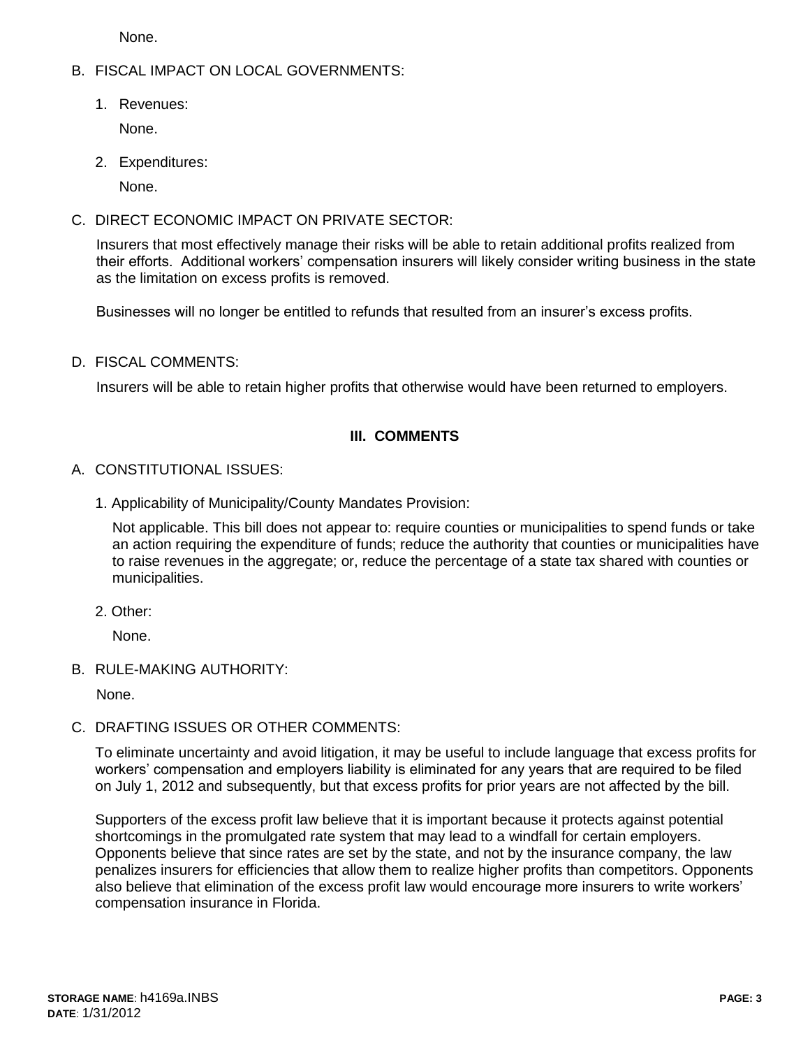None.

B. FISCAL IMPACT ON LOCAL GOVERNMENTS:

1. Revenues:

   None.

2. Expenditures:

   None.

C. DIRECT ECONOMIC IMPACT ON PRIVATE SECTOR:

Insurers that most effectively manage their risks will be able to retain additional profits realized from their efforts. Additional workers' compensation insurers will likely consider writing business in the state as the limitation on excess profits is removed.

Businesses will no longer be entitled to refunds that resulted from an insurer's excess profits.

D. FISCAL COMMENTS:

Insurers will be able to retain higher profits that otherwise would have been returned to employers.

## III. COMMENTS

A. CONSTITUTIONAL ISSUES:

1. Applicability of Municipality/County Mandates Provision:

   Not applicable. This bill does not appear to: require counties or municipalities to spend funds or take an action requiring the expenditure of funds; reduce the authority that counties or municipalities have to raise revenues in the aggregate; or, reduce the percentage of a state tax shared with counties or municipalities.

2. Other:

   None.

B. RULE-MAKING AUTHORITY:

None.

C. DRAFTING ISSUES OR OTHER COMMENTS:

To eliminate uncertainty and avoid litigation, it may be useful to include language that excess profits for workers' compensation and employers liability is eliminated for any years that are required to be filed on July 1, 2012 and subsequently, but that excess profits for prior years are not affected by the bill.

Supporters of the excess profit law believe that it is important because it protects against potential shortcomings in the promulgated rate system that may lead to a windfall for certain employers. Opponents believe that since rates are set by the state, and not by the insurance company, the law penalizes insurers for efficiencies that allow them to realize higher profits than competitors. Opponents also believe that elimination of the excess profit law would encourage more insurers to write workers' compensation insurance in Florida.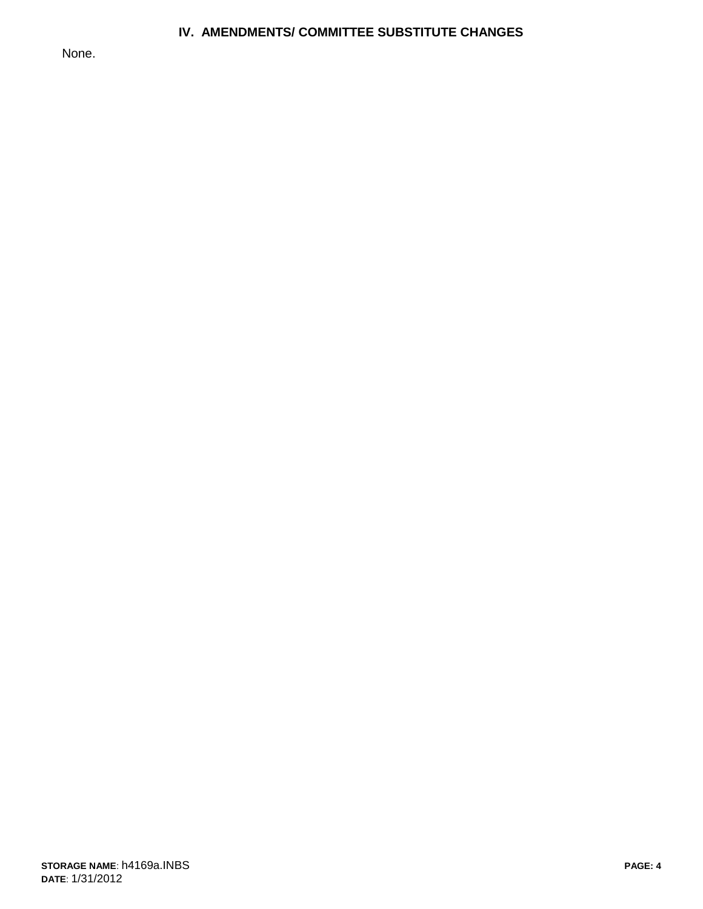## IV. AMENDMENTS/ COMMITTEE SUBSTITUTE CHANGES

None.